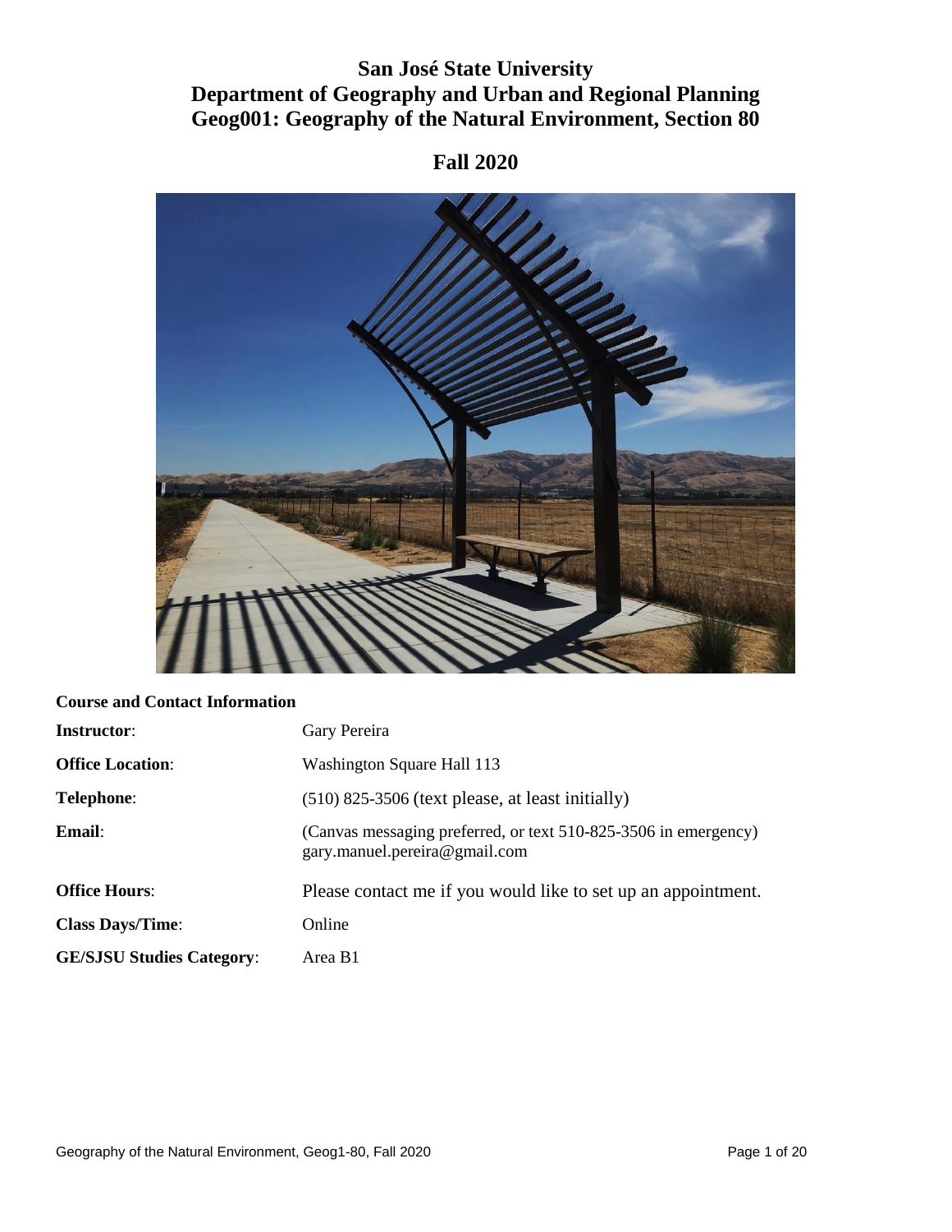# San José State University
# Department of Geography and Urban and Regional Planning
# Geog001: Geography of the Natural Environment, Section 80

## Fall 2020

### Course and Contact Information

**Instructor**: Gary Pereira

**Office Location**: Washington Square Hall 113

**Telephone**: (510) 825-3506 (text please, at least initially)

**Email**: (Canvas messaging preferred, or text 510-825-3506 in emergency) gary.manuel.pereira@gmail.com

**Office Hours**: Please contact me if you would like to set up an appointment.

**Class Days/Time**: Online

**GE/SJSU Studies Category**: Area B1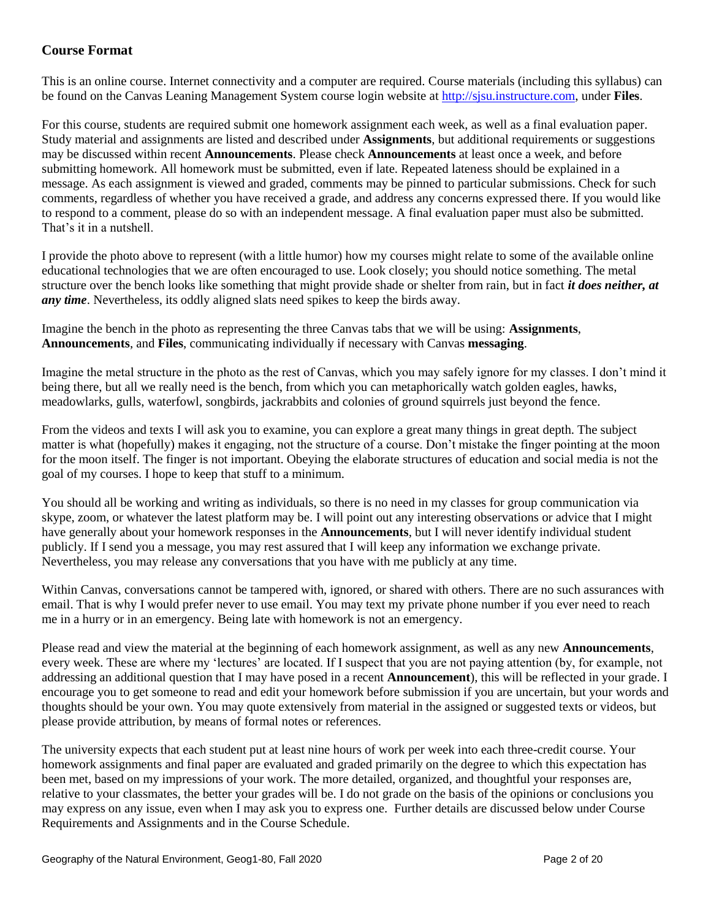## Course Format

This is an online course. Internet connectivity and a computer are required. Course materials (including this syllabus) can be found on the Canvas Leaning Management System course login website at [http://sjsu.instructure.com](http://sjsu.instructure.com), under **Files**.

For this course, students are required submit one homework assignment each week, as well as a final evaluation paper. Study material and assignments are listed and described under **Assignments**, but additional requirements or suggestions may be discussed within recent **Announcements**. Please check **Announcements** at least once a week, and before submitting homework. All homework must be submitted, even if late. Repeated lateness should be explained in a message. As each assignment is viewed and graded, comments may be pinned to particular submissions. Check for such comments, regardless of whether you have received a grade, and address any concerns expressed there. If you would like to respond to a comment, please do so with an independent message. A final evaluation paper must also be submitted. That's it in a nutshell.

I provide the photo above to represent (with a little humor) how my courses might relate to some of the available online educational technologies that we are often encouraged to use. Look closely; you should notice something. The metal structure over the bench looks like something that might provide shade or shelter from rain, but in fact ***it does neither, at any time***. Nevertheless, its oddly aligned slats need spikes to keep the birds away.

Imagine the bench in the photo as representing the three Canvas tabs that we will be using: **Assignments**, **Announcements**, and **Files**, communicating individually if necessary with Canvas **messaging**.

Imagine the metal structure in the photo as the rest of Canvas, which you may safely ignore for my classes. I don't mind it being there, but all we really need is the bench, from which you can metaphorically watch golden eagles, hawks, meadowlarks, gulls, waterfowl, songbirds, jackrabbits and colonies of ground squirrels just beyond the fence.

From the videos and texts I will ask you to examine, you can explore a great many things in great depth. The subject matter is what (hopefully) makes it engaging, not the structure of a course. Don't mistake the finger pointing at the moon for the moon itself. The finger is not important. Obeying the elaborate structures of education and social media is not the goal of my courses. I hope to keep that stuff to a minimum.

You should all be working and writing as individuals, so there is no need in my classes for group communication via skype, zoom, or whatever the latest platform may be. I will point out any interesting observations or advice that I might have generally about your homework responses in the **Announcements**, but I will never identify individual student publicly. If I send you a message, you may rest assured that I will keep any information we exchange private. Nevertheless, you may release any conversations that you have with me publicly at any time.

Within Canvas, conversations cannot be tampered with, ignored, or shared with others. There are no such assurances with email. That is why I would prefer never to use email. You may text my private phone number if you ever need to reach me in a hurry or in an emergency. Being late with homework is not an emergency.

Please read and view the material at the beginning of each homework assignment, as well as any new **Announcements**, every week. These are where my 'lectures' are located. If I suspect that you are not paying attention (by, for example, not addressing an additional question that I may have posed in a recent **Announcement**), this will be reflected in your grade. I encourage you to get someone to read and edit your homework before submission if you are uncertain, but your words and thoughts should be your own. You may quote extensively from material in the assigned or suggested texts or videos, but please provide attribution, by means of formal notes or references.

The university expects that each student put at least nine hours of work per week into each three-credit course. Your homework assignments and final paper are evaluated and graded primarily on the degree to which this expectation has been met, based on my impressions of your work. The more detailed, organized, and thoughtful your responses are, relative to your classmates, the better your grades will be. I do not grade on the basis of the opinions or conclusions you may express on any issue, even when I may ask you to express one. Further details are discussed below under Course Requirements and Assignments and in the Course Schedule.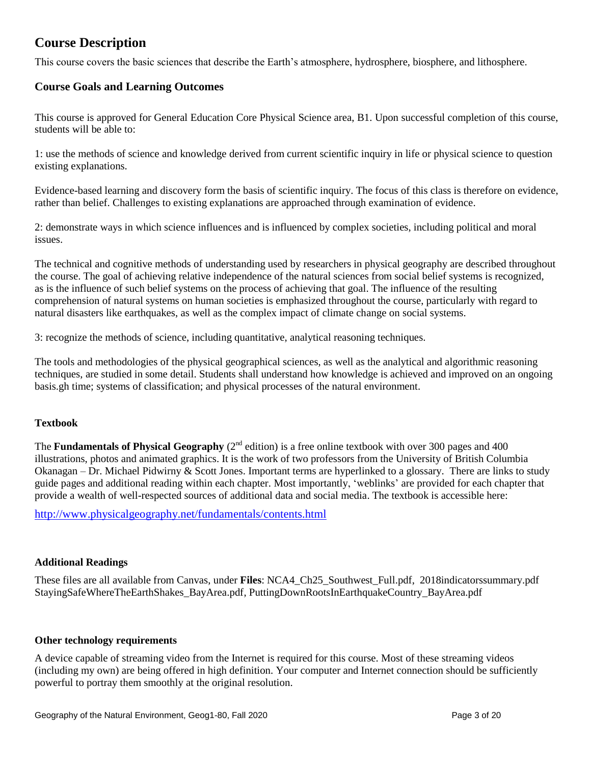# Course Description

This course covers the basic sciences that describe the Earth's atmosphere, hydrosphere, biosphere, and lithosphere.

## Course Goals and Learning Outcomes

This course is approved for General Education Core Physical Science area, B1. Upon successful completion of this course, students will be able to:

1: use the methods of science and knowledge derived from current scientific inquiry in life or physical science to question existing explanations.

Evidence-based learning and discovery form the basis of scientific inquiry. The focus of this class is therefore on evidence, rather than belief. Challenges to existing explanations are approached through examination of evidence.

2: demonstrate ways in which science influences and is influenced by complex societies, including political and moral issues.

The technical and cognitive methods of understanding used by researchers in physical geography are described throughout the course. The goal of achieving relative independence of the natural sciences from social belief systems is recognized, as is the influence of such belief systems on the process of achieving that goal. The influence of the resulting comprehension of natural systems on human societies is emphasized throughout the course, particularly with regard to natural disasters like earthquakes, as well as the complex impact of climate change on social systems.

3: recognize the methods of science, including quantitative, analytical reasoning techniques.

The tools and methodologies of the physical geographical sciences, as well as the analytical and algorithmic reasoning techniques, are studied in some detail. Students shall understand how knowledge is achieved and improved on an ongoing basis.gh time; systems of classification; and physical processes of the natural environment.

### Textbook

The **Fundamentals of Physical Geography** (2nd edition) is a free online textbook with over 300 pages and 400 illustrations, photos and animated graphics. It is the work of two professors from the University of British Columbia Okanagan – Dr. Michael Pidwirny & Scott Jones. Important terms are hyperlinked to a glossary. There are links to study guide pages and additional reading within each chapter. Most importantly, 'weblinks' are provided for each chapter that provide a wealth of well-respected sources of additional data and social media. The textbook is accessible here:

http://www.physicalgeography.net/fundamentals/contents.html

### Additional Readings

These files are all available from Canvas, under **Files**: NCA4_Ch25_Southwest_Full.pdf, 2018indicatorssummary.pdf StayingSafeWhereTheEarthShakes_BayArea.pdf, PuttingDownRootsInEarthquakeCountry_BayArea.pdf

### Other technology requirements

A device capable of streaming video from the Internet is required for this course. Most of these streaming videos (including my own) are being offered in high definition. Your computer and Internet connection should be sufficiently powerful to portray them smoothly at the original resolution.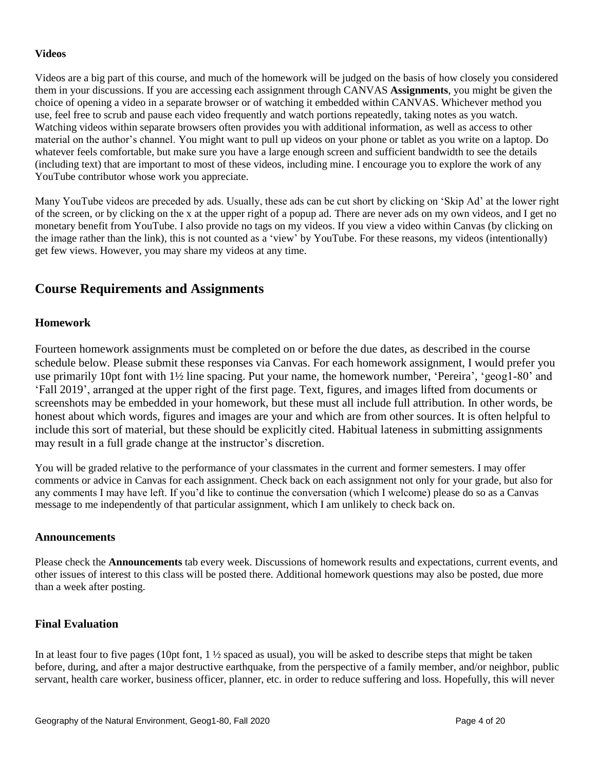### Videos

Videos are a big part of this course, and much of the homework will be judged on the basis of how closely you considered them in your discussions. If you are accessing each assignment through CANVAS **Assignments**, you might be given the choice of opening a video in a separate browser or of watching it embedded within CANVAS. Whichever method you use, feel free to scrub and pause each video frequently and watch portions repeatedly, taking notes as you watch. Watching videos within separate browsers often provides you with additional information, as well as access to other material on the author's channel. You might want to pull up videos on your phone or tablet as you write on a laptop. Do whatever feels comfortable, but make sure you have a large enough screen and sufficient bandwidth to see the details (including text) that are important to most of these videos, including mine. I encourage you to explore the work of any YouTube contributor whose work you appreciate.

Many YouTube videos are preceded by ads. Usually, these ads can be cut short by clicking on 'Skip Ad' at the lower right of the screen, or by clicking on the x at the upper right of a popup ad. There are never ads on my own videos, and I get no monetary benefit from YouTube. I also provide no tags on my videos. If you view a video within Canvas (by clicking on the image rather than the link), this is not counted as a 'view' by YouTube. For these reasons, my videos (intentionally) get few views. However, you may share my videos at any time.

## Course Requirements and Assignments

### Homework

Fourteen homework assignments must be completed on or before the due dates, as described in the course schedule below. Please submit these responses via Canvas. For each homework assignment, I would prefer you use primarily 10pt font with 1½ line spacing. Put your name, the homework number, 'Pereira', 'geog1-80' and 'Fall 2019', arranged at the upper right of the first page. Text, figures, and images lifted from documents or screenshots may be embedded in your homework, but these must all include full attribution. In other words, be honest about which words, figures and images are your and which are from other sources. It is often helpful to include this sort of material, but these should be explicitly cited. Habitual lateness in submitting assignments may result in a full grade change at the instructor's discretion.

You will be graded relative to the performance of your classmates in the current and former semesters. I may offer comments or advice in Canvas for each assignment. Check back on each assignment not only for your grade, but also for any comments I may have left. If you'd like to continue the conversation (which I welcome) please do so as a Canvas message to me independently of that particular assignment, which I am unlikely to check back on.

### Announcements

Please check the **Announcements** tab every week. Discussions of homework results and expectations, current events, and other issues of interest to this class will be posted there. Additional homework questions may also be posted, due more than a week after posting.

### Final Evaluation

In at least four to five pages (10pt font, 1 ½ spaced as usual), you will be asked to describe steps that might be taken before, during, and after a major destructive earthquake, from the perspective of a family member, and/or neighbor, public servant, health care worker, business officer, planner, etc. in order to reduce suffering and loss. Hopefully, this will never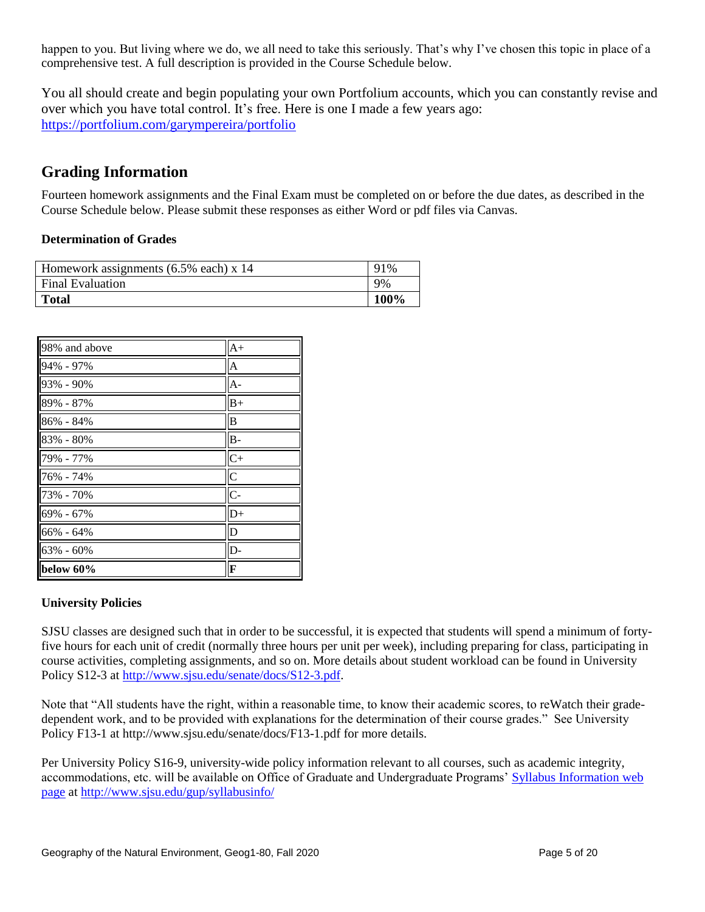happen to you. But living where we do, we all need to take this seriously. That's why I've chosen this topic in place of a comprehensive test. A full description is provided in the Course Schedule below.

You all should create and begin populating your own Portfolium accounts, which you can constantly revise and over which you have total control. It's free. Here is one I made a few years ago: [https://portfolium.com/garympereira/portfolio](https://portfolium.com/garympereira/portfolio)

## Grading Information

Fourteen homework assignments and the Final Exam must be completed on or before the due dates, as described in the Course Schedule below. Please submit these responses as either Word or pdf files via Canvas.

### Determination of Grades

| Homework assignments (6.5% each) x 14 | 91% |
| --- | --- |
| Final Evaluation | 9% |
| **Total** | **100%** |

| 98% and above | A+ |
| --- | --- |
| 94% - 97% | A |
| 93% - 90% | A- |
| 89% - 87% | B+ |
| 86% - 84% | B |
| 83% - 80% | B- |
| 79% - 77% | C+ |
| 76% - 74% | C |
| 73% - 70% | C- |
| 69% - 67% | D+ |
| 66% - 64% | D |
| 63% - 60% | D- |
| **below 60%** | **F** |

### University Policies

SJSU classes are designed such that in order to be successful, it is expected that students will spend a minimum of forty-five hours for each unit of credit (normally three hours per unit per week), including preparing for class, participating in course activities, completing assignments, and so on. More details about student workload can be found in University Policy S12-3 at [http://www.sjsu.edu/senate/docs/S12-3.pdf](http://www.sjsu.edu/senate/docs/S12-3.pdf).

Note that "All students have the right, within a reasonable time, to know their academic scores, to reWatch their grade-dependent work, and to be provided with explanations for the determination of their course grades." See University Policy F13-1 at http://www.sjsu.edu/senate/docs/F13-1.pdf for more details.

Per University Policy S16-9, university-wide policy information relevant to all courses, such as academic integrity, accommodations, etc. will be available on Office of Graduate and Undergraduate Programs' [Syllabus Information web page](http://www.sjsu.edu/gup/syllabusinfo/) at [http://www.sjsu.edu/gup/syllabusinfo/](http://www.sjsu.edu/gup/syllabusinfo/)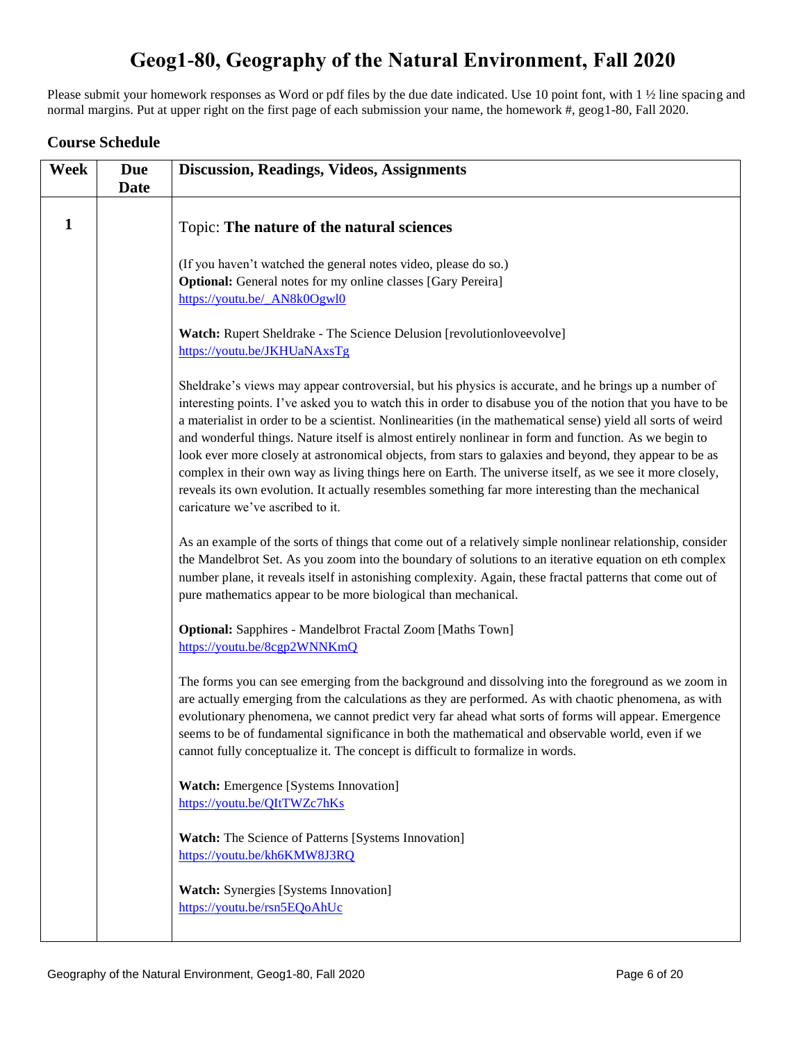# Geog1-80, Geography of the Natural Environment, Fall 2020

Please submit your homework responses as Word or pdf files by the due date indicated. Use 10 point font, with 1 ½ line spacing and normal margins. Put at upper right on the first page of each submission your name, the homework #, geog1-80, Fall 2020.

## Course Schedule

| Week | Due Date | Discussion, Readings, Videos, Assignments |
| --- | --- | --- |
| 1 | | Topic: **The nature of the natural sciences**<br><br>(If you haven't watched the general notes video, please do so.)<br>**Optional:** General notes for my online classes [Gary Pereira]<br>https://youtu.be/_AN8k0Ogwl0<br><br>**Watch:** Rupert Sheldrake - The Science Delusion [revolutionloveevolve]<br>https://youtu.be/JKHUaNAxsTg<br><br>Sheldrake's views may appear controversial, but his physics is accurate, and he brings up a number of interesting points. I've asked you to watch this in order to disabuse you of the notion that you have to be a materialist in order to be a scientist. Nonlinearities (in the mathematical sense) yield all sorts of weird and wonderful things. Nature itself is almost entirely nonlinear in form and function. As we begin to look ever more closely at astronomical objects, from stars to galaxies and beyond, they appear to be as complex in their own way as living things here on Earth. The universe itself, as we see it more closely, reveals its own evolution. It actually resembles something far more interesting than the mechanical caricature we've ascribed to it.<br><br>As an example of the sorts of things that come out of a relatively simple nonlinear relationship, consider the Mandelbrot Set. As you zoom into the boundary of solutions to an iterative equation on eth complex number plane, it reveals itself in astonishing complexity. Again, these fractal patterns that come out of pure mathematics appear to be more biological than mechanical.<br><br>**Optional:** Sapphires - Mandelbrot Fractal Zoom [Maths Town]<br>https://youtu.be/8cgp2WNNKmQ<br><br>The forms you can see emerging from the background and dissolving into the foreground as we zoom in are actually emerging from the calculations as they are performed. As with chaotic phenomena, as with evolutionary phenomena, we cannot predict very far ahead what sorts of forms will appear. Emergence seems to be of fundamental significance in both the mathematical and observable world, even if we cannot fully conceptualize it. The concept is difficult to formalize in words.<br><br>**Watch:** Emergence [Systems Innovation]<br>https://youtu.be/QItTWZc7hKs<br><br>**Watch:** The Science of Patterns [Systems Innovation]<br>https://youtu.be/kh6KMW8J3RQ<br><br>**Watch:** Synergies [Systems Innovation]<br>https://youtu.be/rsn5EQoAhUc |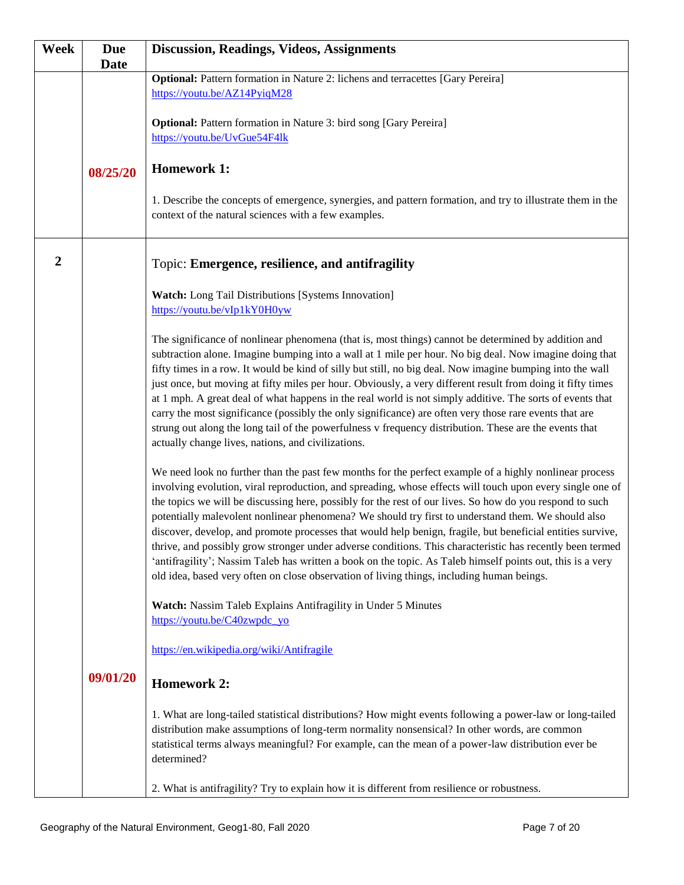| Week | Due Date | Discussion, Readings, Videos, Assignments |
|---|---|---|
| | | **Optional:** Pattern formation in Nature 2: lichens and terracettes [Gary Pereira] https://youtu.be/AZ14PyiqM28 <br><br> **Optional:** Pattern formation in Nature 3: bird song [Gary Pereira] https://youtu.be/UvGue54F4lk |
| | 08/25/20 | **Homework 1:** <br><br> 1. Describe the concepts of emergence, synergies, and pattern formation, and try to illustrate them in the context of the natural sciences with a few examples. |
| 2 | | Topic: **Emergence, resilience, and antifragility** <br><br> **Watch:** Long Tail Distributions [Systems Innovation] https://youtu.be/vIp1kY0H0yw <br><br> The significance of nonlinear phenomena (that is, most things) cannot be determined by addition and subtraction alone. Imagine bumping into a wall at 1 mile per hour. No big deal. Now imagine doing that fifty times in a row. It would be kind of silly but still, no big deal. Now imagine bumping into the wall just once, but moving at fifty miles per hour. Obviously, a very different result from doing it fifty times at 1 mph. A great deal of what happens in the real world is not simply additive. The sorts of events that carry the most significance (possibly the only significance) are often very those rare events that are strung out along the long tail of the powerfulness v frequency distribution. These are the events that actually change lives, nations, and civilizations. <br><br> We need look no further than the past few months for the perfect example of a highly nonlinear process involving evolution, viral reproduction, and spreading, whose effects will touch upon every single one of the topics we will be discussing here, possibly for the rest of our lives. So how do you respond to such potentially malevolent nonlinear phenomena? We should try first to understand them. We should also discover, develop, and promote processes that would help benign, fragile, but beneficial entities survive, thrive, and possibly grow stronger under adverse conditions. This characteristic has recently been termed 'antifragility'; Nassim Taleb has written a book on the topic. As Taleb himself points out, this is a very old idea, based very often on close observation of living things, including human beings. <br><br> **Watch:** Nassim Taleb Explains Antifragility in Under 5 Minutes https://youtu.be/C40zwpdc_yo <br><br> https://en.wikipedia.org/wiki/Antifragile |
| | 09/01/20 | **Homework 2:** <br><br> 1. What are long-tailed statistical distributions? How might events following a power-law or long-tailed distribution make assumptions of long-term normality nonsensical? In other words, are common statistical terms always meaningful? For example, can the mean of a power-law distribution ever be determined? <br><br> 2. What is antifragility? Try to explain how it is different from resilience or robustness. |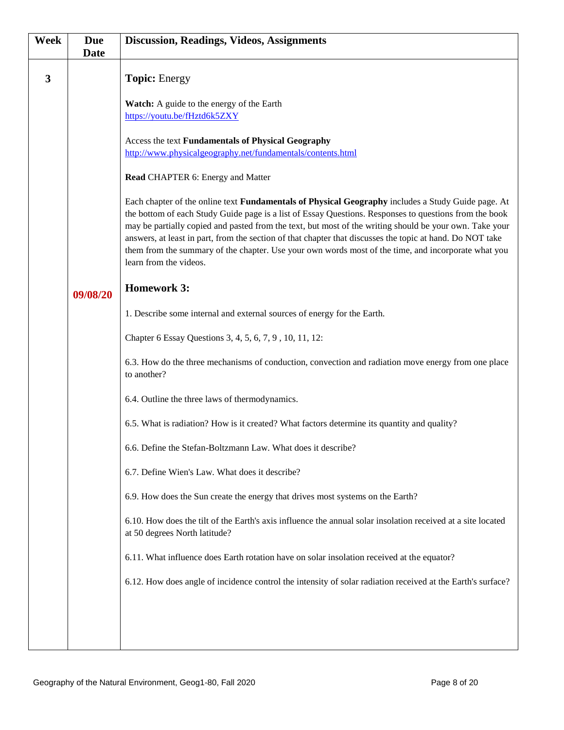| Week | Due Date | Discussion, Readings, Videos, Assignments |
|---|---|---|
| **3** | | **Topic:** Energy<br><br>**Watch:** A guide to the energy of the Earth<br>https://youtu.be/fHztd6k5ZXY<br><br>Access the text **Fundamentals of Physical Geography**<br>http://www.physicalgeography.net/fundamentals/contents.html<br><br>**Read** CHAPTER 6: Energy and Matter<br><br>Each chapter of the online text **Fundamentals of Physical Geography** includes a Study Guide page. At the bottom of each Study Guide page is a list of Essay Questions. Responses to questions from the book may be partially copied and pasted from the text, but most of the writing should be your own. Take your answers, at least in part, from the section of that chapter that discusses the topic at hand. Do NOT take them from the summary of the chapter. Use your own words most of the time, and incorporate what you learn from the videos. |
| | **09/08/20** | **Homework 3:**<br><br>1. Describe some internal and external sources of energy for the Earth.<br><br>Chapter 6 Essay Questions 3, 4, 5, 6, 7, 9 , 10, 11, 12:<br><br>6.3. How do the three mechanisms of conduction, convection and radiation move energy from one place to another?<br><br>6.4. Outline the three laws of thermodynamics.<br><br>6.5. What is radiation? How is it created? What factors determine its quantity and quality?<br><br>6.6. Define the Stefan-Boltzmann Law. What does it describe?<br><br>6.7. Define Wien's Law. What does it describe?<br><br>6.9. How does the Sun create the energy that drives most systems on the Earth?<br><br>6.10. How does the tilt of the Earth's axis influence the annual solar insolation received at a site located at 50 degrees North latitude?<br><br>6.11. What influence does Earth rotation have on solar insolation received at the equator?<br><br>6.12. How does angle of incidence control the intensity of solar radiation received at the Earth's surface? |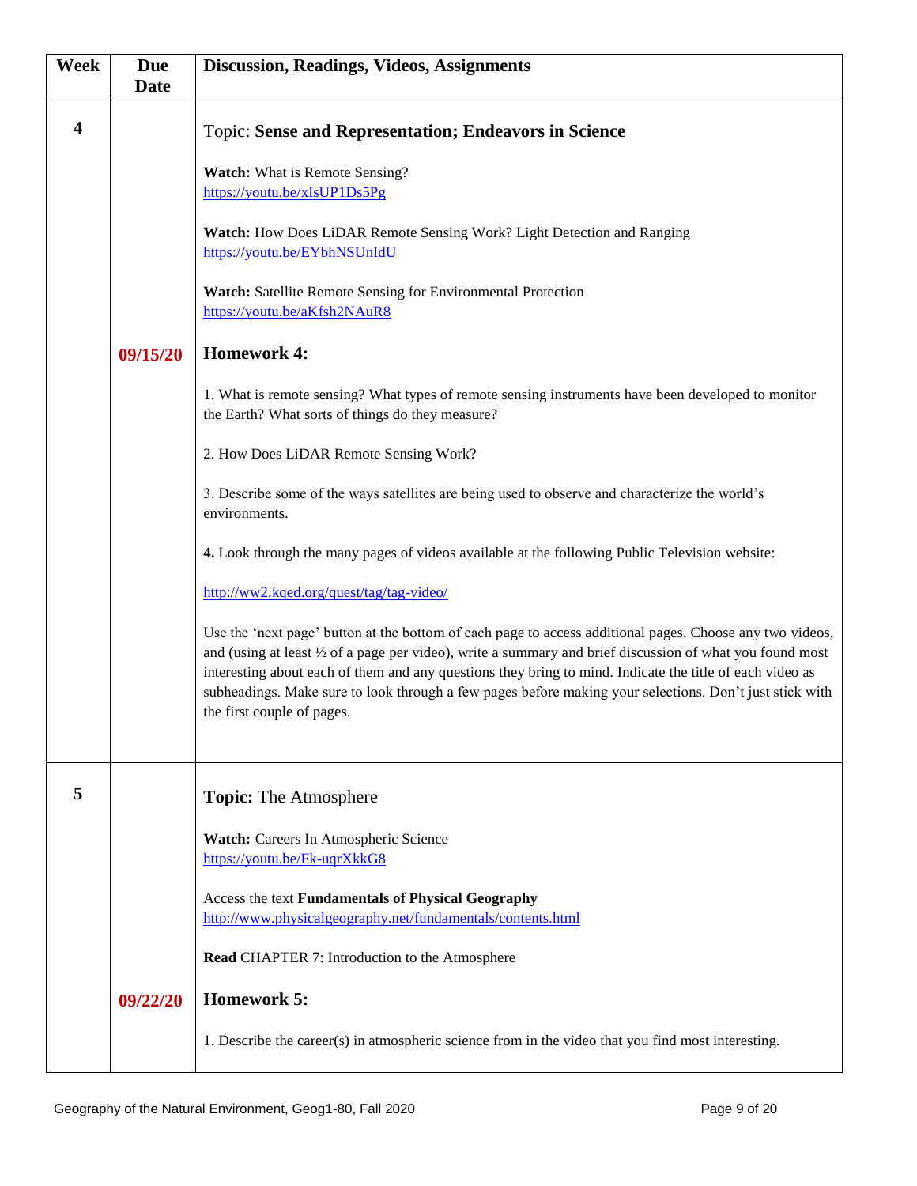| Week | Due Date | Discussion, Readings, Videos, Assignments |
|---|---|---|
| 4 | | Topic: **Sense and Representation; Endeavors in Science** |
| | | **Watch:** What is Remote Sensing? https://youtu.be/xIsUP1Ds5Pg |
| | | **Watch:** How Does LiDAR Remote Sensing Work? Light Detection and Ranging https://youtu.be/EYbhNSUnIdU |
| | | **Watch:** Satellite Remote Sensing for Environmental Protection https://youtu.be/aKfsh2NAuR8 |
| | 09/15/20 | **Homework 4:** |
| | | 1. What is remote sensing? What types of remote sensing instruments have been developed to monitor the Earth? What sorts of things do they measure? |
| | | 2. How Does LiDAR Remote Sensing Work? |
| | | 3. Describe some of the ways satellites are being used to observe and characterize the world's environments. |
| | | **4.** Look through the many pages of videos available at the following Public Television website: |
| | | http://ww2.kqed.org/quest/tag/tag-video/ |
| | | Use the 'next page' button at the bottom of each page to access additional pages. Choose any two videos, and (using at least ½ of a page per video), write a summary and brief discussion of what you found most interesting about each of them and any questions they bring to mind. Indicate the title of each video as subheadings. Make sure to look through a few pages before making your selections. Don't just stick with the first couple of pages. |
| 5 | | **Topic:** The Atmosphere |
| | | **Watch:** Careers In Atmospheric Science https://youtu.be/Fk-uqrXkkG8 |
| | | Access the text **Fundamentals of Physical Geography** http://www.physicalgeography.net/fundamentals/contents.html |
| | | **Read** CHAPTER 7: Introduction to the Atmosphere |
| | 09/22/20 | **Homework 5:** |
| | | 1. Describe the career(s) in atmospheric science from in the video that you find most interesting. |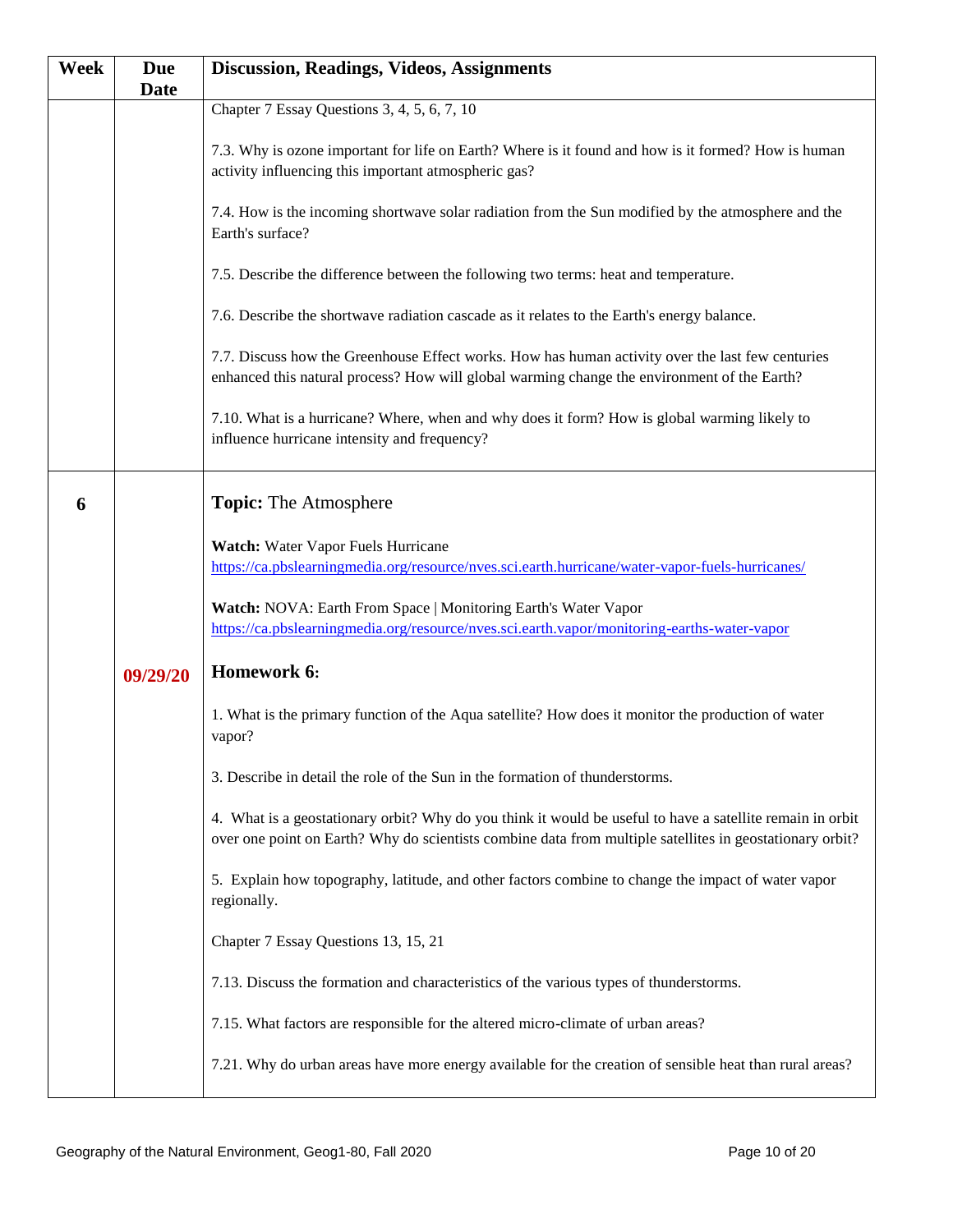| Week | Due Date | Discussion, Readings, Videos, Assignments |
|---|---|---|
| | | Chapter 7 Essay Questions 3, 4, 5, 6, 7, 10<br><br>7.3. Why is ozone important for life on Earth? Where is it found and how is it formed? How is human activity influencing this important atmospheric gas?<br><br>7.4. How is the incoming shortwave solar radiation from the Sun modified by the atmosphere and the Earth's surface?<br><br>7.5. Describe the difference between the following two terms: heat and temperature.<br><br>7.6. Describe the shortwave radiation cascade as it relates to the Earth's energy balance.<br><br>7.7. Discuss how the Greenhouse Effect works. How has human activity over the last few centuries enhanced this natural process? How will global warming change the environment of the Earth?<br><br>7.10. What is a hurricane? Where, when and why does it form? How is global warming likely to influence hurricane intensity and frequency? |
| **6** | **09/29/20** | **Topic:** The Atmosphere<br><br>**Watch:** Water Vapor Fuels Hurricane<br>https://ca.pbslearningmedia.org/resource/nves.sci.earth.hurricane/water-vapor-fuels-hurricanes/<br><br>**Watch:** NOVA: Earth From Space \| Monitoring Earth's Water Vapor<br>https://ca.pbslearningmedia.org/resource/nves.sci.earth.vapor/monitoring-earths-water-vapor<br><br>**Homework 6:**<br><br>1. What is the primary function of the Aqua satellite? How does it monitor the production of water vapor?<br><br>3. Describe in detail the role of the Sun in the formation of thunderstorms.<br><br>4. What is a geostationary orbit? Why do you think it would be useful to have a satellite remain in orbit over one point on Earth? Why do scientists combine data from multiple satellites in geostationary orbit?<br><br>5. Explain how topography, latitude, and other factors combine to change the impact of water vapor regionally.<br><br>Chapter 7 Essay Questions 13, 15, 21<br><br>7.13. Discuss the formation and characteristics of the various types of thunderstorms.<br><br>7.15. What factors are responsible for the altered micro-climate of urban areas?<br><br>7.21. Why do urban areas have more energy available for the creation of sensible heat than rural areas? |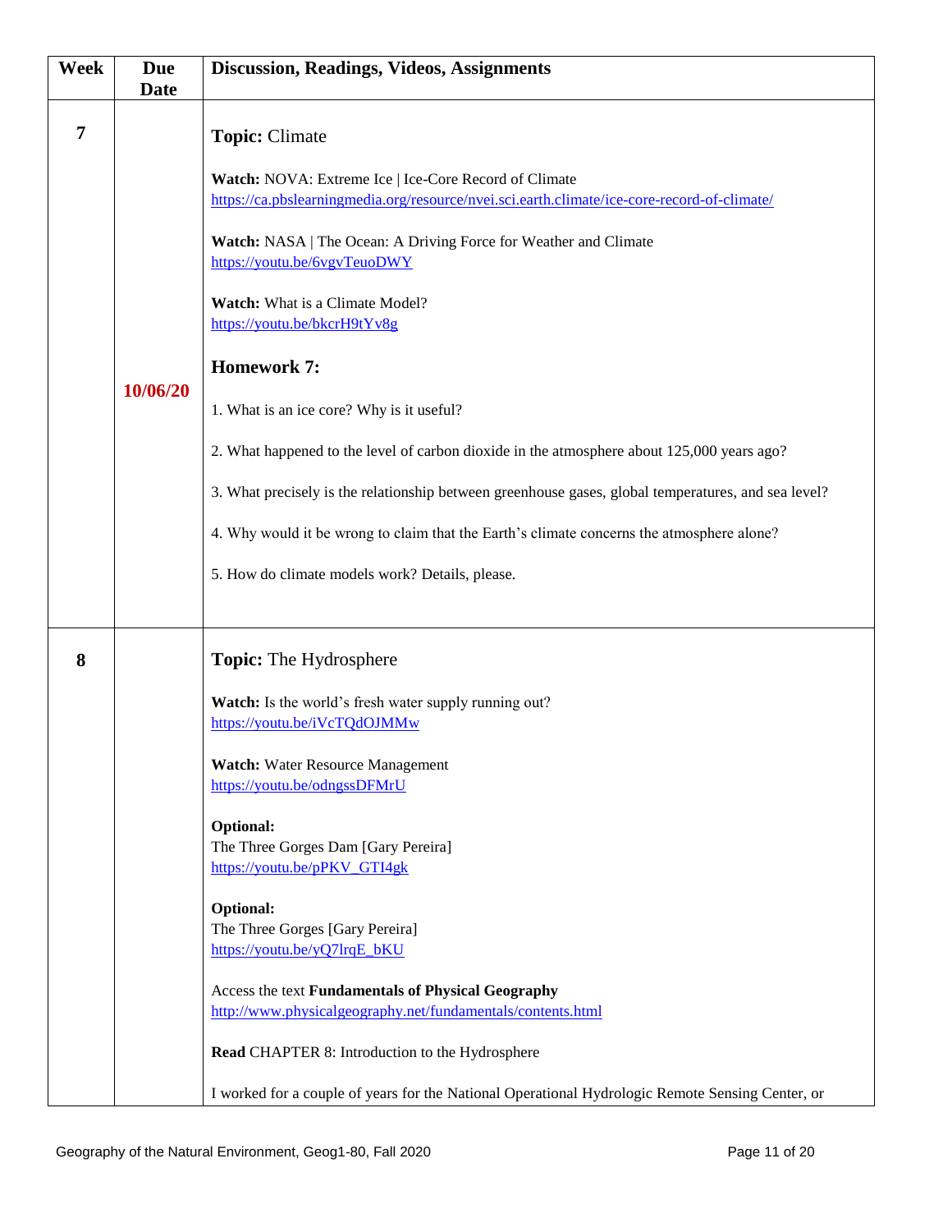| Week | Due Date | Discussion, Readings, Videos, Assignments |
|---|---|---|
| 7 | 10/06/20 | **Topic:** Climate<br><br>**Watch:** NOVA: Extreme Ice \| Ice-Core Record of Climate<br>https://ca.pbslearningmedia.org/resource/nvei.sci.earth.climate/ice-core-record-of-climate/<br><br>**Watch:** NASA \| The Ocean: A Driving Force for Weather and Climate<br>https://youtu.be/6vgvTeuoDWY<br><br>**Watch:** What is a Climate Model?<br>https://youtu.be/bkcrH9tYv8g<br><br>**Homework 7:**<br><br>1. What is an ice core? Why is it useful?<br><br>2. What happened to the level of carbon dioxide in the atmosphere about 125,000 years ago?<br><br>3. What precisely is the relationship between greenhouse gases, global temperatures, and sea level?<br><br>4. Why would it be wrong to claim that the Earth's climate concerns the atmosphere alone?<br><br>5. How do climate models work? Details, please. |
| 8 | | **Topic:** The Hydrosphere<br><br>**Watch:** Is the world's fresh water supply running out?<br>https://youtu.be/iVcTQdOJMMw<br><br>**Watch:** Water Resource Management<br>https://youtu.be/odngssDFMrU<br><br>**Optional:**<br>The Three Gorges Dam [Gary Pereira]<br>https://youtu.be/pPKV_GTI4gk<br><br>**Optional:**<br>The Three Gorges [Gary Pereira]<br>https://youtu.be/yQ7lrqE_bKU<br><br>Access the text **Fundamentals of Physical Geography**<br>http://www.physicalgeography.net/fundamentals/contents.html<br><br>**Read** CHAPTER 8: Introduction to the Hydrosphere<br><br>I worked for a couple of years for the National Operational Hydrologic Remote Sensing Center, or |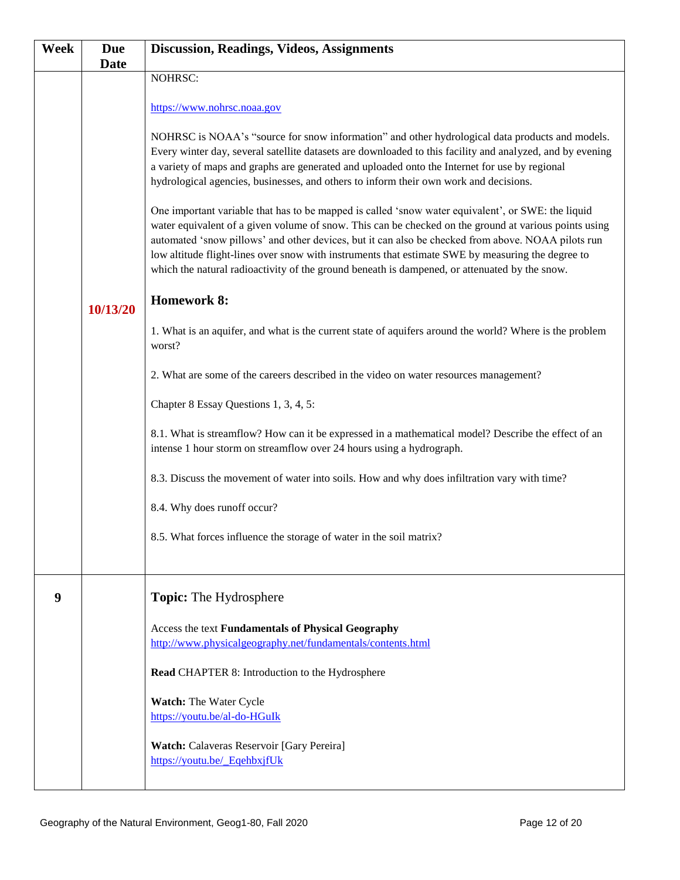| Week | Due Date | Discussion, Readings, Videos, Assignments |
|---|---|---|
| | 10/13/20 | NOHRSC:<br><br>https://www.nohrsc.noaa.gov<br><br>NOHRSC is NOAA's "source for snow information" and other hydrological data products and models. Every winter day, several satellite datasets are downloaded to this facility and analyzed, and by evening a variety of maps and graphs are generated and uploaded onto the Internet for use by regional hydrological agencies, businesses, and others to inform their own work and decisions.<br><br>One important variable that has to be mapped is called 'snow water equivalent', or SWE: the liquid water equivalent of a given volume of snow. This can be checked on the ground at various points using automated 'snow pillows' and other devices, but it can also be checked from above. NOAA pilots run low altitude flight-lines over snow with instruments that estimate SWE by measuring the degree to which the natural radioactivity of the ground beneath is dampened, or attenuated by the snow.<br><br>**Homework 8:**<br><br>1. What is an aquifer, and what is the current state of aquifers around the world? Where is the problem worst?<br><br>2. What are some of the careers described in the video on water resources management?<br><br>Chapter 8 Essay Questions 1, 3, 4, 5:<br><br>8.1. What is streamflow? How can it be expressed in a mathematical model? Describe the effect of an intense 1 hour storm on streamflow over 24 hours using a hydrograph.<br><br>8.3. Discuss the movement of water into soils. How and why does infiltration vary with time?<br><br>8.4. Why does runoff occur?<br><br>8.5. What forces influence the storage of water in the soil matrix? |
| 9 | | **Topic:** The Hydrosphere<br><br>Access the text **Fundamentals of Physical Geography**<br>http://www.physicalgeography.net/fundamentals/contents.html<br><br>**Read** CHAPTER 8: Introduction to the Hydrosphere<br><br>**Watch:** The Water Cycle<br>https://youtu.be/al-do-HGuIk<br><br>**Watch:** Calaveras Reservoir [Gary Pereira]<br>https://youtu.be/_EqehbxjfUk |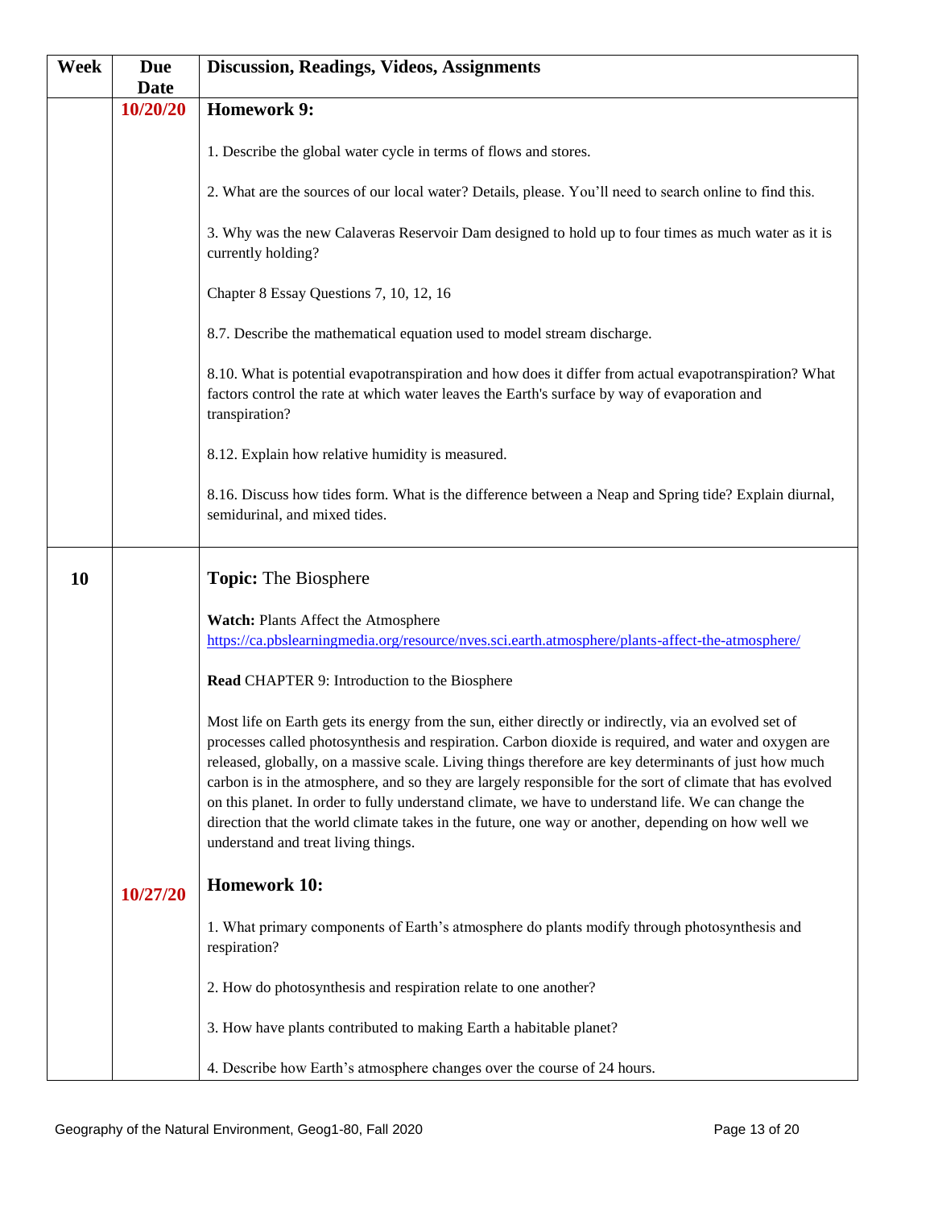| Week | Due Date | Discussion, Readings, Videos, Assignments |
|---|---|---|
| | 10/20/20 | **Homework 9:**<br><br>1. Describe the global water cycle in terms of flows and stores.<br><br>2. What are the sources of our local water? Details, please. You'll need to search online to find this.<br><br>3. Why was the new Calaveras Reservoir Dam designed to hold up to four times as much water as it is currently holding?<br><br>Chapter 8 Essay Questions 7, 10, 12, 16<br><br>8.7. Describe the mathematical equation used to model stream discharge.<br><br>8.10. What is potential evapotranspiration and how does it differ from actual evapotranspiration? What factors control the rate at which water leaves the Earth's surface by way of evaporation and transpiration?<br><br>8.12. Explain how relative humidity is measured.<br><br>8.16. Discuss how tides form. What is the difference between a Neap and Spring tide? Explain diurnal, semidurinal, and mixed tides. |
| **10** | <br><br><br><br><br><br><br><br><br><br><br><br><br><br>10/27/20 | **Topic:** The Biosphere<br><br>**Watch:** Plants Affect the Atmosphere<br>https://ca.pbslearningmedia.org/resource/nves.sci.earth.atmosphere/plants-affect-the-atmosphere/<br><br>**Read** CHAPTER 9: Introduction to the Biosphere<br><br>Most life on Earth gets its energy from the sun, either directly or indirectly, via an evolved set of processes called photosynthesis and respiration. Carbon dioxide is required, and water and oxygen are released, globally, on a massive scale. Living things therefore are key determinants of just how much carbon is in the atmosphere, and so they are largely responsible for the sort of climate that has evolved on this planet. In order to fully understand climate, we have to understand life. We can change the direction that the world climate takes in the future, one way or another, depending on how well we understand and treat living things.<br><br>**Homework 10:**<br><br>1. What primary components of Earth's atmosphere do plants modify through photosynthesis and respiration?<br><br>2. How do photosynthesis and respiration relate to one another?<br><br>3. How have plants contributed to making Earth a habitable planet?<br><br>4. Describe how Earth's atmosphere changes over the course of 24 hours. |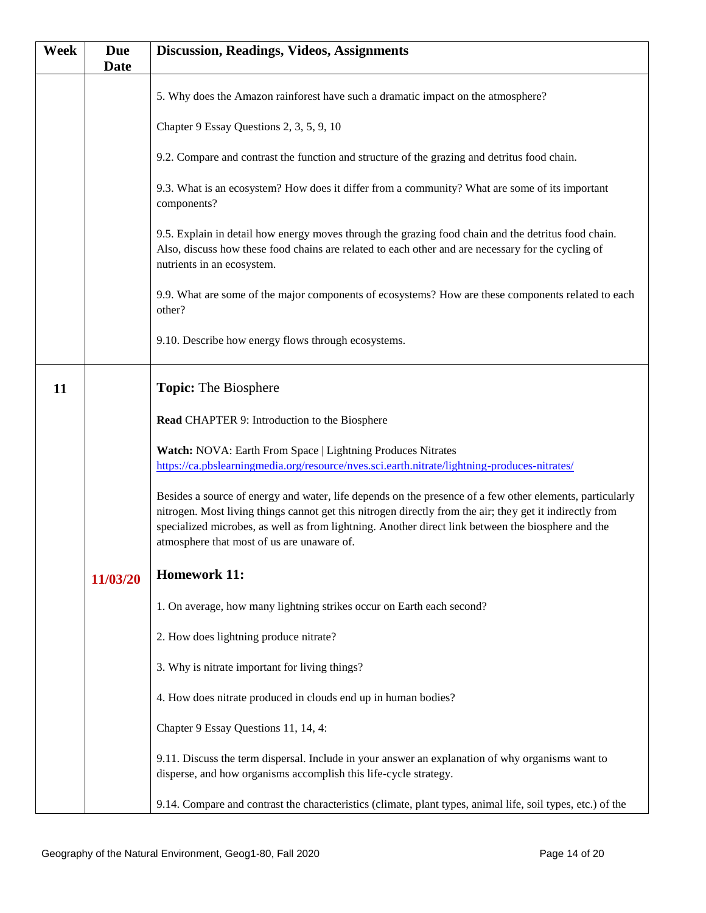| Week | Due Date | Discussion, Readings, Videos, Assignments |
|---|---|---|
| | | 5. Why does the Amazon rainforest have such a dramatic impact on the atmosphere?<br><br>Chapter 9 Essay Questions 2, 3, 5, 9, 10<br><br>9.2. Compare and contrast the function and structure of the grazing and detritus food chain.<br><br>9.3. What is an ecosystem? How does it differ from a community? What are some of its important components?<br><br>9.5. Explain in detail how energy moves through the grazing food chain and the detritus food chain. Also, discuss how these food chains are related to each other and are necessary for the cycling of nutrients in an ecosystem.<br><br>9.9. What are some of the major components of ecosystems? How are these components related to each other?<br><br>9.10. Describe how energy flows through ecosystems. |
| **11** | **11/03/20** | **Topic:** The Biosphere<br><br>**Read** CHAPTER 9: Introduction to the Biosphere<br><br>**Watch:** NOVA: Earth From Space \| Lightning Produces Nitrates<br>https://ca.pbslearningmedia.org/resource/nves.sci.earth.nitrate/lightning-produces-nitrates/<br><br>Besides a source of energy and water, life depends on the presence of a few other elements, particularly nitrogen. Most living things cannot get this nitrogen directly from the air; they get it indirectly from specialized microbes, as well as from lightning. Another direct link between the biosphere and the atmosphere that most of us are unaware of.<br><br>**Homework 11:**<br><br>1. On average, how many lightning strikes occur on Earth each second?<br><br>2. How does lightning produce nitrate?<br><br>3. Why is nitrate important for living things?<br><br>4. How does nitrate produced in clouds end up in human bodies?<br><br>Chapter 9 Essay Questions 11, 14, 4:<br><br>9.11. Discuss the term dispersal. Include in your answer an explanation of why organisms want to disperse, and how organisms accomplish this life-cycle strategy.<br><br>9.14. Compare and contrast the characteristics (climate, plant types, animal life, soil types, etc.) of the |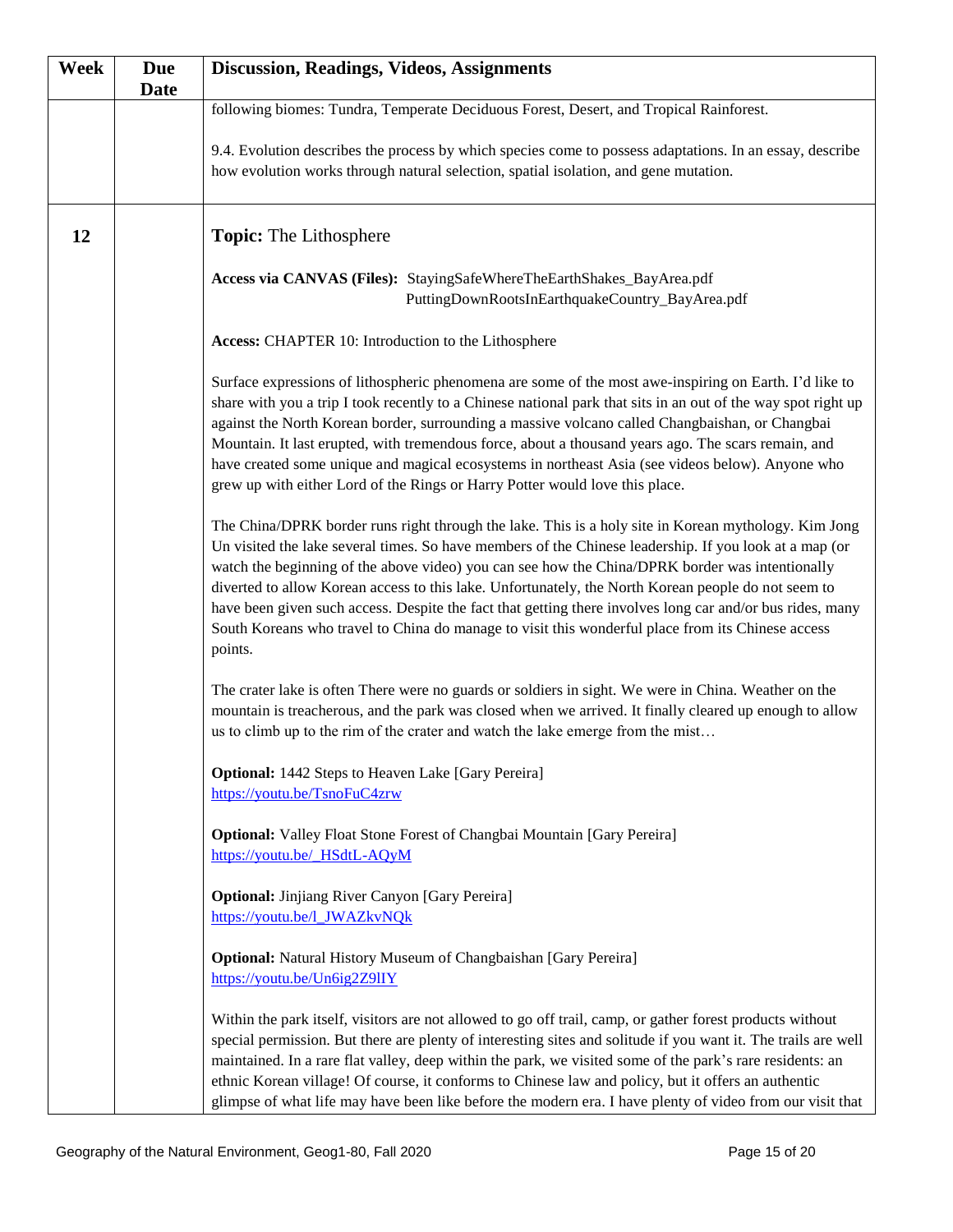| Week | Due Date | Discussion, Readings, Videos, Assignments |
|---|---|---|
| | | following biomes: Tundra, Temperate Deciduous Forest, Desert, and Tropical Rainforest.<br><br>9.4. Evolution describes the process by which species come to possess adaptations. In an essay, describe how evolution works through natural selection, spatial isolation, and gene mutation. |
| 12 | | **Topic:** The Lithosphere<br><br>**Access via CANVAS (Files):** StayingSafeWhereTheEarthShakes_BayArea.pdf<br>PuttingDownRootsInEarthquakeCountry_BayArea.pdf<br><br>**Access:** CHAPTER 10: Introduction to the Lithosphere<br><br>Surface expressions of lithospheric phenomena are some of the most awe-inspiring on Earth. I'd like to share with you a trip I took recently to a Chinese national park that sits in an out of the way spot right up against the North Korean border, surrounding a massive volcano called Changbaishan, or Changbai Mountain. It last erupted, with tremendous force, about a thousand years ago. The scars remain, and have created some unique and magical ecosystems in northeast Asia (see videos below). Anyone who grew up with either Lord of the Rings or Harry Potter would love this place.<br><br>The China/DPRK border runs right through the lake. This is a holy site in Korean mythology. Kim Jong Un visited the lake several times. So have members of the Chinese leadership. If you look at a map (or watch the beginning of the above video) you can see how the China/DPRK border was intentionally diverted to allow Korean access to this lake. Unfortunately, the North Korean people do not seem to have been given such access. Despite the fact that getting there involves long car and/or bus rides, many South Koreans who travel to China do manage to visit this wonderful place from its Chinese access points.<br><br>The crater lake is often There were no guards or soldiers in sight. We were in China. Weather on the mountain is treacherous, and the park was closed when we arrived. It finally cleared up enough to allow us to climb up to the rim of the crater and watch the lake emerge from the mist…<br><br>**Optional:** 1442 Steps to Heaven Lake [Gary Pereira]<br>https://youtu.be/TsnoFuC4zrw<br><br>**Optional:** Valley Float Stone Forest of Changbai Mountain [Gary Pereira]<br>https://youtu.be/_HSdtL-AQyM<br><br>**Optional:** Jinjiang River Canyon [Gary Pereira]<br>https://youtu.be/l_JWAZkvNQk<br><br>**Optional:** Natural History Museum of Changbaishan [Gary Pereira]<br>https://youtu.be/Un6ig2Z9lIY<br><br>Within the park itself, visitors are not allowed to go off trail, camp, or gather forest products without special permission. But there are plenty of interesting sites and solitude if you want it. The trails are well maintained. In a rare flat valley, deep within the park, we visited some of the park's rare residents: an ethnic Korean village! Of course, it conforms to Chinese law and policy, but it offers an authentic glimpse of what life may have been like before the modern era. I have plenty of video from our visit that |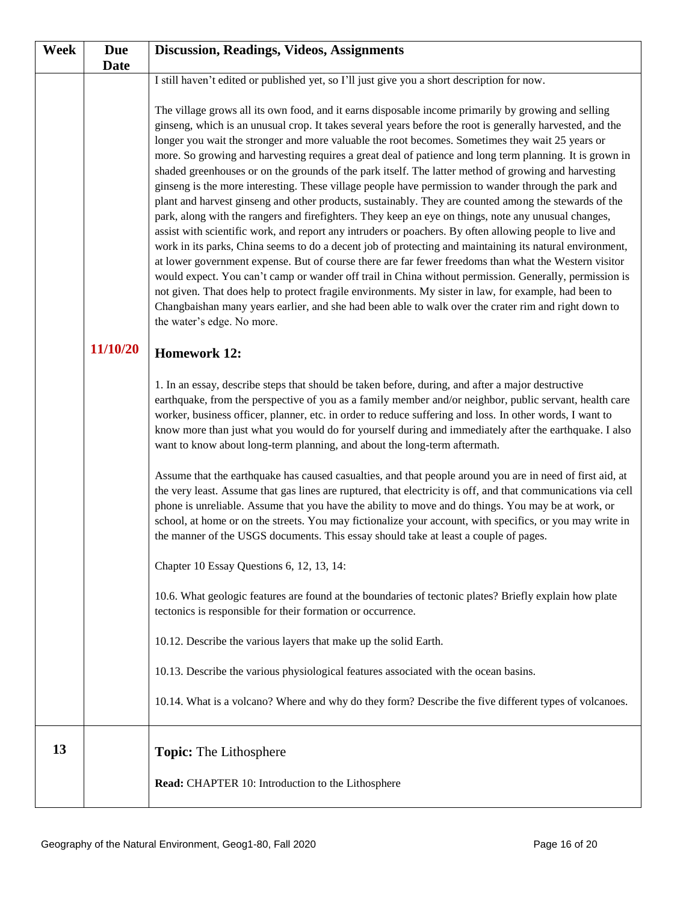| Week | Due Date | Discussion, Readings, Videos, Assignments |
|---|---|---|
| | 11/10/20 | I still haven't edited or published yet, so I'll just give you a short description for now.<br><br>The village grows all its own food, and it earns disposable income primarily by growing and selling ginseng, which is an unusual crop. It takes several years before the root is generally harvested, and the longer you wait the stronger and more valuable the root becomes. Sometimes they wait 25 years or more. So growing and harvesting requires a great deal of patience and long term planning. It is grown in shaded greenhouses or on the grounds of the park itself. The latter method of growing and harvesting ginseng is the more interesting. These village people have permission to wander through the park and plant and harvest ginseng and other products, sustainably. They are counted among the stewards of the park, along with the rangers and firefighters. They keep an eye on things, note any unusual changes, assist with scientific work, and report any intruders or poachers. By often allowing people to live and work in its parks, China seems to do a decent job of protecting and maintaining its natural environment, at lower government expense. But of course there are far fewer freedoms than what the Western visitor would expect. You can't camp or wander off trail in China without permission. Generally, permission is not given. That does help to protect fragile environments. My sister in law, for example, had been to Changbaishan many years earlier, and she had been able to walk over the crater rim and right down to the water's edge. No more.<br><br>**Homework 12:**<br><br>1. In an essay, describe steps that should be taken before, during, and after a major destructive earthquake, from the perspective of you as a family member and/or neighbor, public servant, health care worker, business officer, planner, etc. in order to reduce suffering and loss. In other words, I want to know more than just what you would do for yourself during and immediately after the earthquake. I also want to know about long-term planning, and about the long-term aftermath.<br><br>Assume that the earthquake has caused casualties, and that people around you are in need of first aid, at the very least. Assume that gas lines are ruptured, that electricity is off, and that communications via cell phone is unreliable. Assume that you have the ability to move and do things. You may be at work, or school, at home or on the streets. You may fictionalize your account, with specifics, or you may write in the manner of the USGS documents. This essay should take at least a couple of pages.<br><br>Chapter 10 Essay Questions 6, 12, 13, 14:<br><br>10.6. What geologic features are found at the boundaries of tectonic plates? Briefly explain how plate tectonics is responsible for their formation or occurrence.<br><br>10.12. Describe the various layers that make up the solid Earth.<br><br>10.13. Describe the various physiological features associated with the ocean basins.<br><br>10.14. What is a volcano? Where and why do they form? Describe the five different types of volcanoes. |
| 13 | | **Topic:** The Lithosphere<br><br>**Read:** CHAPTER 10: Introduction to the Lithosphere |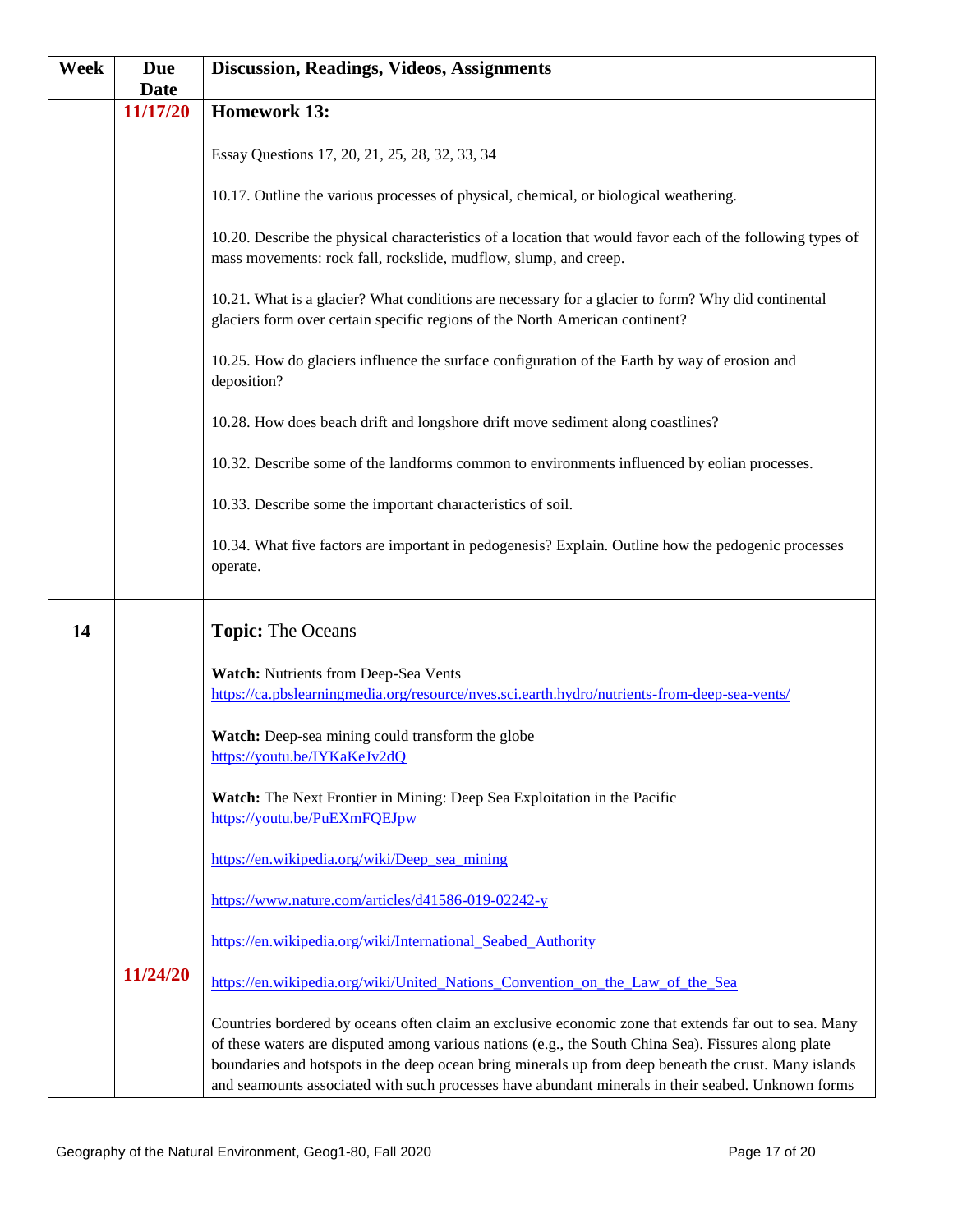| Week | Due Date | Discussion, Readings, Videos, Assignments |
|---|---|---|
| | 11/17/20 | **Homework 13:**<br><br>Essay Questions 17, 20, 21, 25, 28, 32, 33, 34<br><br>10.17. Outline the various processes of physical, chemical, or biological weathering.<br><br>10.20. Describe the physical characteristics of a location that would favor each of the following types of mass movements: rock fall, rockslide, mudflow, slump, and creep.<br><br>10.21. What is a glacier? What conditions are necessary for a glacier to form? Why did continental glaciers form over certain specific regions of the North American continent?<br><br>10.25. How do glaciers influence the surface configuration of the Earth by way of erosion and deposition?<br><br>10.28. How does beach drift and longshore drift move sediment along coastlines?<br><br>10.32. Describe some of the landforms common to environments influenced by eolian processes.<br><br>10.33. Describe some the important characteristics of soil.<br><br>10.34. What five factors are important in pedogenesis? Explain. Outline how the pedogenic processes operate. |
| 14 | 11/24/20 | **Topic:** The Oceans<br><br>**Watch:** Nutrients from Deep-Sea Vents<br>https://ca.pbslearningmedia.org/resource/nves.sci.earth.hydro/nutrients-from-deep-sea-vents/<br><br>**Watch:** Deep-sea mining could transform the globe<br>https://youtu.be/IYKaKeJv2dQ<br><br>**Watch:** The Next Frontier in Mining: Deep Sea Exploitation in the Pacific<br>https://youtu.be/PuEXmFQEJpw<br><br>https://en.wikipedia.org/wiki/Deep_sea_mining<br><br>https://www.nature.com/articles/d41586-019-02242-y<br><br>https://en.wikipedia.org/wiki/International_Seabed_Authority<br><br>https://en.wikipedia.org/wiki/United_Nations_Convention_on_the_Law_of_the_Sea<br><br>Countries bordered by oceans often claim an exclusive economic zone that extends far out to sea. Many of these waters are disputed among various nations (e.g., the South China Sea). Fissures along plate boundaries and hotspots in the deep ocean bring minerals up from deep beneath the crust. Many islands and seamounts associated with such processes have abundant minerals in their seabed. Unknown forms |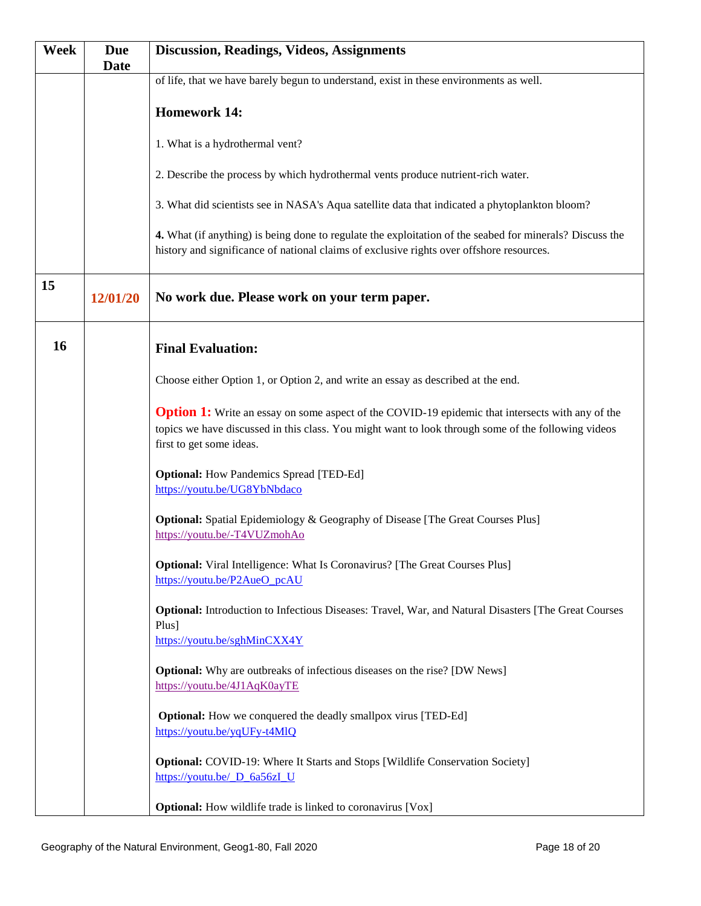| Week | Due Date | Discussion, Readings, Videos, Assignments |
|---|---|---|
| | | of life, that we have barely begun to understand, exist in these environments as well.<br><br>**Homework 14:**<br><br>1. What is a hydrothermal vent?<br><br>2. Describe the process by which hydrothermal vents produce nutrient-rich water.<br><br>3. What did scientists see in NASA's Aqua satellite data that indicated a phytoplankton bloom?<br><br>**4.** What (if anything) is being done to regulate the exploitation of the seabed for minerals? Discuss the history and significance of national claims of exclusive rights over offshore resources. |
| 15 | 12/01/20 | **No work due. Please work on your term paper.** |
| 16 | | **Final Evaluation:**<br><br>Choose either Option 1, or Option 2, and write an essay as described at the end.<br><br>**Option 1:** Write an essay on some aspect of the COVID-19 epidemic that intersects with any of the topics we have discussed in this class. You might want to look through some of the following videos first to get some ideas.<br><br>**Optional:** How Pandemics Spread [TED-Ed]<br>https://youtu.be/UG8YbNbdaco<br><br>**Optional:** Spatial Epidemiology & Geography of Disease [The Great Courses Plus]<br>https://youtu.be/-T4VUZmohAo<br><br>**Optional:** Viral Intelligence: What Is Coronavirus? [The Great Courses Plus]<br>https://youtu.be/P2AueO_pcAU<br><br>**Optional:** Introduction to Infectious Diseases: Travel, War, and Natural Disasters [The Great Courses Plus]<br>https://youtu.be/sghMinCXX4Y<br><br>**Optional:** Why are outbreaks of infectious diseases on the rise? [DW News]<br>https://youtu.be/4J1AqK0ayTE<br><br>**Optional:** How we conquered the deadly smallpox virus [TED-Ed]<br>https://youtu.be/yqUFy-t4MlQ<br><br>**Optional:** COVID-19: Where It Starts and Stops [Wildlife Conservation Society]<br>https://youtu.be/_D_6a56zI_U<br><br>**Optional:** How wildlife trade is linked to coronavirus [Vox] |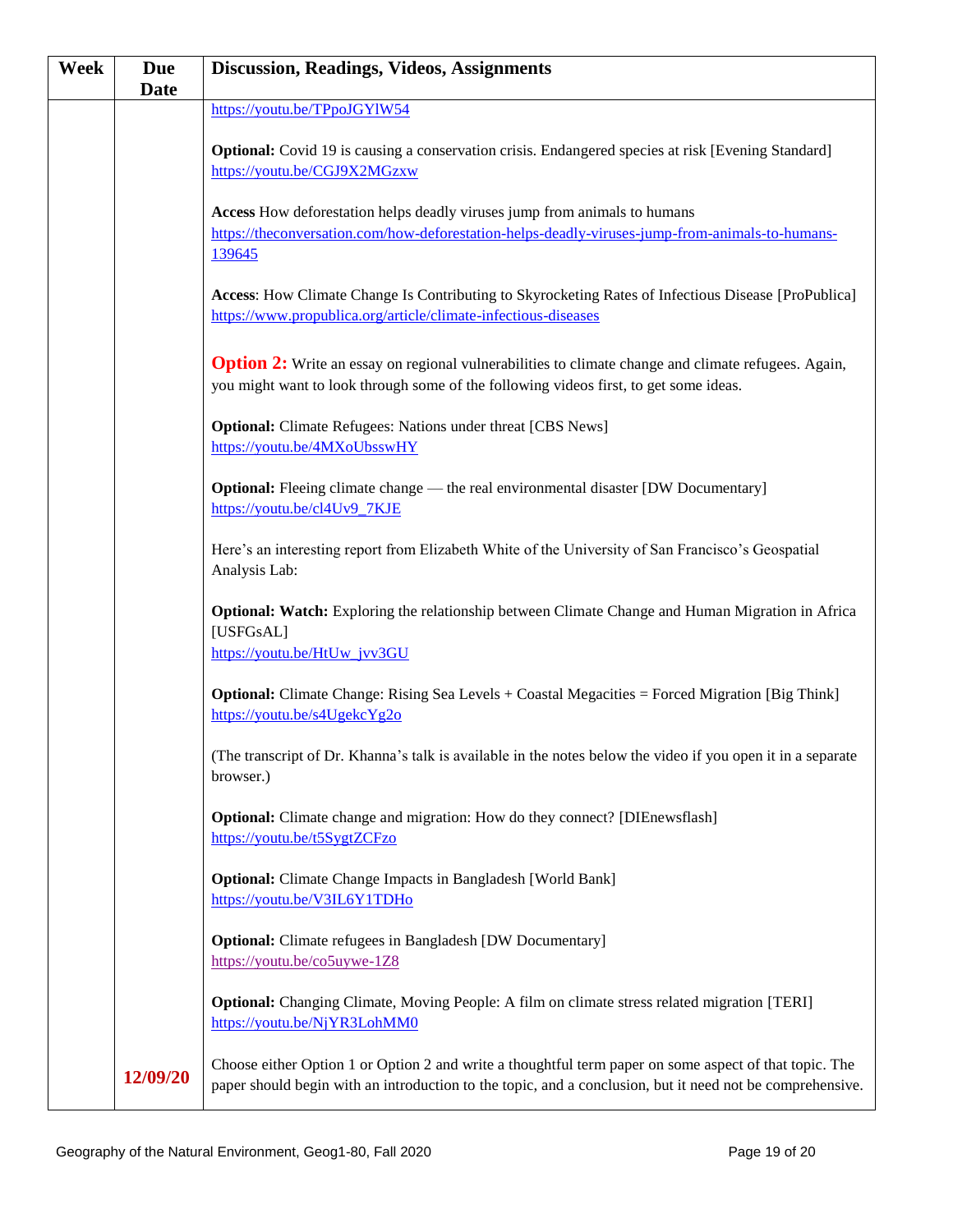| Week | Due Date | Discussion, Readings, Videos, Assignments |
|---|---|---|
| | | https://youtu.be/TPpoJGYlW54<br><br>**Optional:** Covid 19 is causing a conservation crisis. Endangered species at risk [Evening Standard] https://youtu.be/CGJ9X2MGzxw<br><br>**Access** How deforestation helps deadly viruses jump from animals to humans https://theconversation.com/how-deforestation-helps-deadly-viruses-jump-from-animals-to-humans-139645<br><br>**Access**: How Climate Change Is Contributing to Skyrocketing Rates of Infectious Disease [ProPublica] https://www.propublica.org/article/climate-infectious-diseases<br><br>**Option 2:** Write an essay on regional vulnerabilities to climate change and climate refugees. Again, you might want to look through some of the following videos first, to get some ideas.<br><br>**Optional:** Climate Refugees: Nations under threat [CBS News] https://youtu.be/4MXoUbsswHY<br><br>**Optional:** Fleeing climate change — the real environmental disaster [DW Documentary] https://youtu.be/cl4Uv9_7KJE<br><br>Here's an interesting report from Elizabeth White of the University of San Francisco's Geospatial Analysis Lab:<br><br>**Optional: Watch:** Exploring the relationship between Climate Change and Human Migration in Africa [USFGsAL] https://youtu.be/HtUw_jvv3GU<br><br>**Optional:** Climate Change: Rising Sea Levels + Coastal Megacities = Forced Migration [Big Think] https://youtu.be/s4UgekcYg2o<br><br>(The transcript of Dr. Khanna's talk is available in the notes below the video if you open it in a separate browser.)<br><br>**Optional:** Climate change and migration: How do they connect? [DIEnewsflash] https://youtu.be/t5SygtZCFzo<br><br>**Optional:** Climate Change Impacts in Bangladesh [World Bank] https://youtu.be/V3IL6Y1TDHo<br><br>**Optional:** Climate refugees in Bangladesh [DW Documentary] https://youtu.be/co5uywe-1Z8<br><br>**Optional:** Changing Climate, Moving People: A film on climate stress related migration [TERI] https://youtu.be/NjYR3LohMM0 |
| | 12/09/20 | Choose either Option 1 or Option 2 and write a thoughtful term paper on some aspect of that topic. The paper should begin with an introduction to the topic, and a conclusion, but it need not be comprehensive. |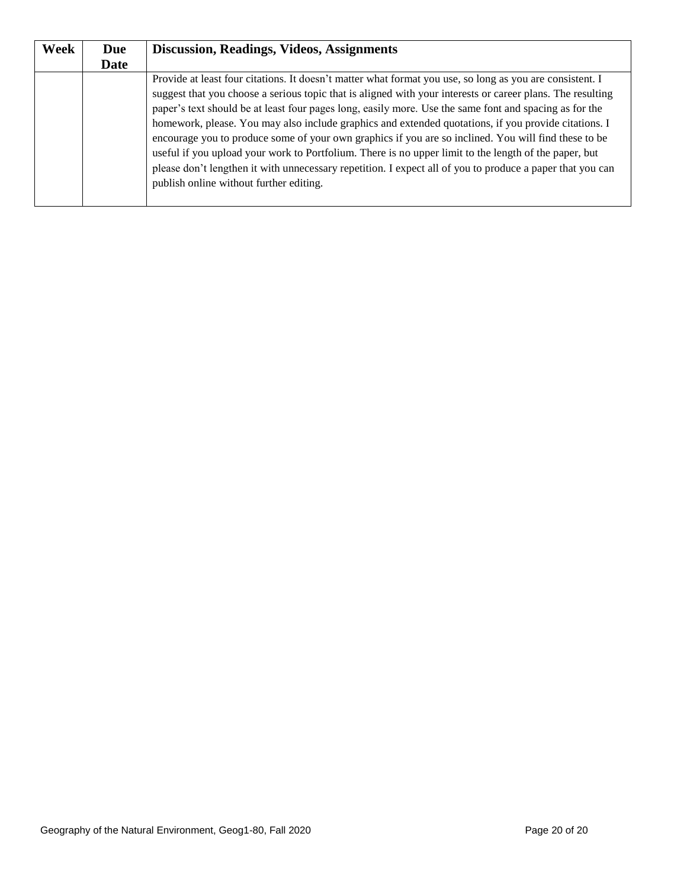| Week | Due Date | Discussion, Readings, Videos, Assignments |
|---|---|---|
| | | Provide at least four citations. It doesn't matter what format you use, so long as you are consistent. I suggest that you choose a serious topic that is aligned with your interests or career plans. The resulting paper's text should be at least four pages long, easily more. Use the same font and spacing as for the homework, please. You may also include graphics and extended quotations, if you provide citations. I encourage you to produce some of your own graphics if you are so inclined. You will find these to be useful if you upload your work to Portfolium. There is no upper limit to the length of the paper, but please don't lengthen it with unnecessary repetition. I expect all of you to produce a paper that you can publish online without further editing. |